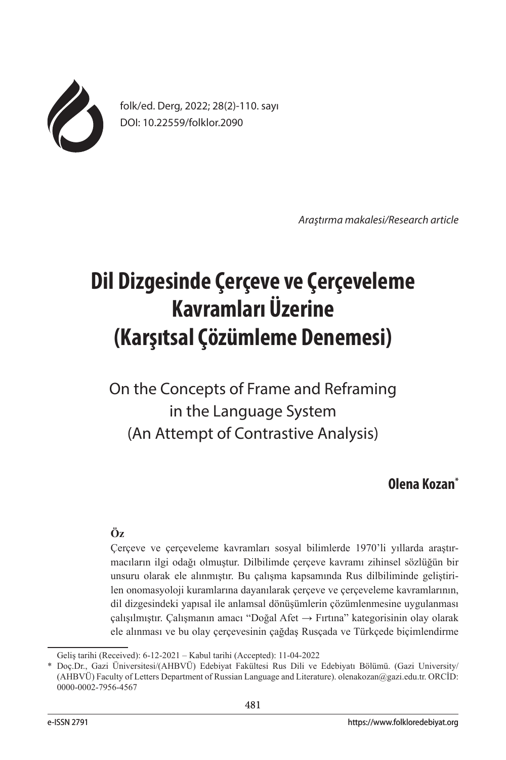Araştırma makalesi/Research article

# Dil Dizgesinde Çerçeve ve Çerçeveleme Kavramları Üzerine (Karşıtsal Çözümleme Denemesi)

## On the Concepts of Frame and Reframing in the Language System (An Attempt of Contrastive Analysis)

**Olena Kozan***

**Öz**

Çerçeve ve çerçeveleme kavramları sosyal bilimlerde 1970'li yıllarda araştırmacıların ilgi odağı olmuştur. Dilbilimde çerçeve kavramı zihinsel sözlüğün bir unsuru olarak ele alınmıştır. Bu çalışma kapsamında Rus dilbiliminde geliştirilen onomasyoloji kuramlarına dayanılarak çerçeve ve çerçeveleme kavramlarının, dil dizgesindeki yapısal ile anlamsal dönüşümlerin çözümlenmesine uygulanması çalışılmıştır. Çalışmanın amacı "Doğal Afet → Fırtına" kategorisinin olay olarak ele alınması ve bu olay çerçevesinin çağdaş Rusçada ve Türkçede biçimlendirme

---

Geliş tarihi (Received): 6-12-2021 – Kabul tarihi (Accepted): 11-04-2022

\* Doç.Dr., Gazi Üniversitesi/(AHBVÜ) Edebiyat Fakültesi Rus Dili ve Edebiyatı Bölümü. (Gazi University/(AHBVÜ) Faculty of Letters Department of Russian Language and Literature). olenakozan@gazi.edu.tr. ORCİD: 0000-0002-7956-4567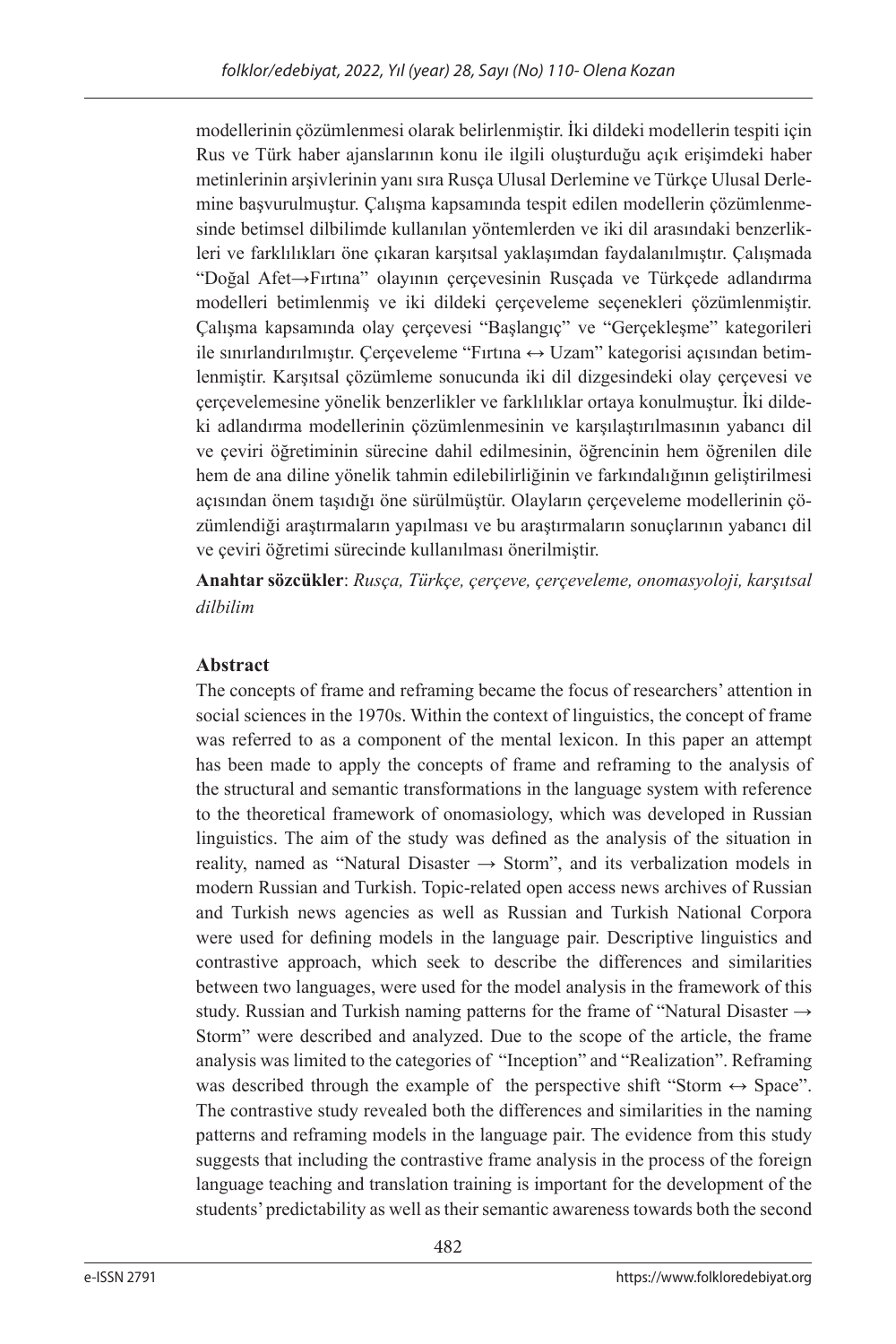modellerinin çözümlenmesi olarak belirlenmiştir. İki dildeki modellerin tespiti için Rus ve Türk haber ajanslarının konu ile ilgili oluşturduğu açık erişimdeki haber metinlerinin arşivlerinin yanı sıra Rusça Ulusal Derlemine ve Türkçe Ulusal Derlemine başvurulmuştur. Çalışma kapsamında tespit edilen modellerin çözümlenmesinde betimsel dilbilimde kullanılan yöntemlerden ve iki dil arasındaki benzerlikleri ve farklılıkları öne çıkaran karşıtsal yaklaşımdan faydalanılmıştır. Çalışmada "Doğal Afet→Fırtına" olayının çerçevesinin Rusçada ve Türkçede adlandırma modelleri betimlenmiş ve iki dildeki çerçeveleme seçenekleri çözümlenmiştir. Çalışma kapsamında olay çerçevesi "Başlangıç" ve "Gerçekleşme" kategorileri ile sınırlandırılmıştır. Çerçeveleme "Fırtına ↔ Uzam" kategorisi açısından betimlenmiştir. Karşıtsal çözümleme sonucunda iki dil dizgesindeki olay çerçevesi ve çerçevelemesine yönelik benzerlikler ve farklılıklar ortaya konulmuştur. İki dildeki adlandırma modellerinin çözümlenmesinin ve karşılaştırılmasının yabancı dil ve çeviri öğretiminin sürecine dahil edilmesinin, öğrencinin hem öğrenilen dile hem de ana diline yönelik tahmin edilebilirliğinin ve farkındalığının geliştirilmesi açısından önem taşıdığı öne sürülmüştür. Olayların çerçeveleme modellerinin çözümlendiği araştırmaların yapılması ve bu araştırmaların sonuçlarının yabancı dil ve çeviri öğretimi sürecinde kullanılması önerilmiştir.

**Anahtar sözcükler**: *Rusça, Türkçe, çerçeve, çerçeveleme, onomasyoloji, karşıtsal dilbilim*

### Abstract

The concepts of frame and reframing became the focus of researchers' attention in social sciences in the 1970s. Within the context of linguistics, the concept of frame was referred to as a component of the mental lexicon. In this paper an attempt has been made to apply the concepts of frame and reframing to the analysis of the structural and semantic transformations in the language system with reference to the theoretical framework of onomasiology, which was developed in Russian linguistics. The aim of the study was defined as the analysis of the situation in reality, named as "Natural Disaster → Storm", and its verbalization models in modern Russian and Turkish. Topic-related open access news archives of Russian and Turkish news agencies as well as Russian and Turkish National Corpora were used for defining models in the language pair. Descriptive linguistics and contrastive approach, which seek to describe the differences and similarities between two languages, were used for the model analysis in the framework of this study. Russian and Turkish naming patterns for the frame of "Natural Disaster → Storm" were described and analyzed. Due to the scope of the article, the frame analysis was limited to the categories of "Inception" and "Realization". Reframing was described through the example of the perspective shift "Storm ↔ Space". The contrastive study revealed both the differences and similarities in the naming patterns and reframing models in the language pair. The evidence from this study suggests that including the contrastive frame analysis in the process of the foreign language teaching and translation training is important for the development of the students' predictability as well as their semantic awareness towards both the second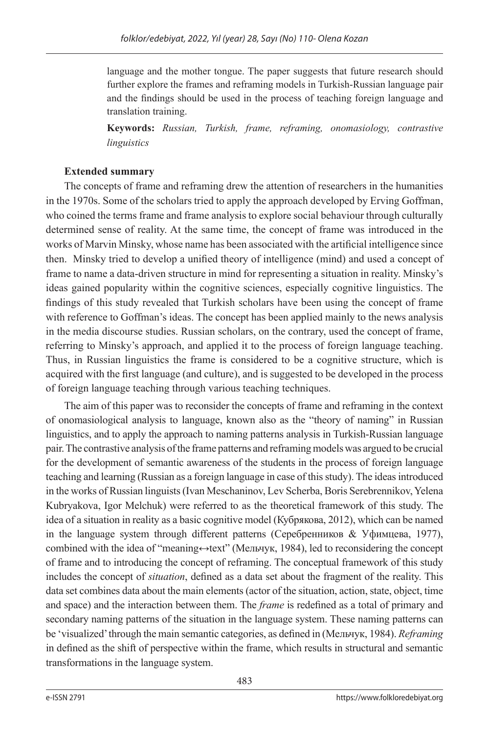language and the mother tongue. The paper suggests that future research should further explore the frames and reframing models in Turkish-Russian language pair and the findings should be used in the process of teaching foreign language and translation training.

**Keywords:** *Russian, Turkish, frame, reframing, onomasiology, contrastive linguistics*

**Extended summary**

The concepts of frame and reframing drew the attention of researchers in the humanities in the 1970s. Some of the scholars tried to apply the approach developed by Erving Goffman, who coined the terms frame and frame analysis to explore social behaviour through culturally determined sense of reality. At the same time, the concept of frame was introduced in the works of Marvin Minsky, whose name has been associated with the artificial intelligence since then. Minsky tried to develop a unified theory of intelligence (mind) and used a concept of frame to name a data-driven structure in mind for representing a situation in reality. Minsky's ideas gained popularity within the cognitive sciences, especially cognitive linguistics. The findings of this study revealed that Turkish scholars have been using the concept of frame with reference to Goffman's ideas. The concept has been applied mainly to the news analysis in the media discourse studies. Russian scholars, on the contrary, used the concept of frame, referring to Minsky's approach, and applied it to the process of foreign language teaching. Thus, in Russian linguistics the frame is considered to be a cognitive structure, which is acquired with the first language (and culture), and is suggested to be developed in the process of foreign language teaching through various teaching techniques.

The aim of this paper was to reconsider the concepts of frame and reframing in the context of onomasiological analysis to language, known also as the "theory of naming" in Russian linguistics, and to apply the approach to naming patterns analysis in Turkish-Russian language pair. The contrastive analysis of the frame patterns and reframing models was argued to be crucial for the development of semantic awareness of the students in the process of foreign language teaching and learning (Russian as a foreign language in case of this study). The ideas introduced in the works of Russian linguists (Ivan Meschaninov, Lev Scherba, Boris Serebrennikov, Yelena Kubryakova, Igor Melchuk) were referred to as the theoretical framework of this study. The idea of a situation in reality as a basic cognitive model (Кубрякова, 2012), which can be named in the language system through different patterns (Серебренников & Уфимцева, 1977), combined with the idea of "meaning↔text" (Мельчук, 1984), led to reconsidering the concept of frame and to introducing the concept of reframing. The conceptual framework of this study includes the concept of *situation*, defined as a data set about the fragment of the reality. This data set combines data about the main elements (actor of the situation, action, state, object, time and space) and the interaction between them. The *frame* is redefined as a total of primary and secondary naming patterns of the situation in the language system. These naming patterns can be 'visualized' through the main semantic categories, as defined in (Мельчук, 1984). *Reframing* in defined as the shift of perspective within the frame, which results in structural and semantic transformations in the language system.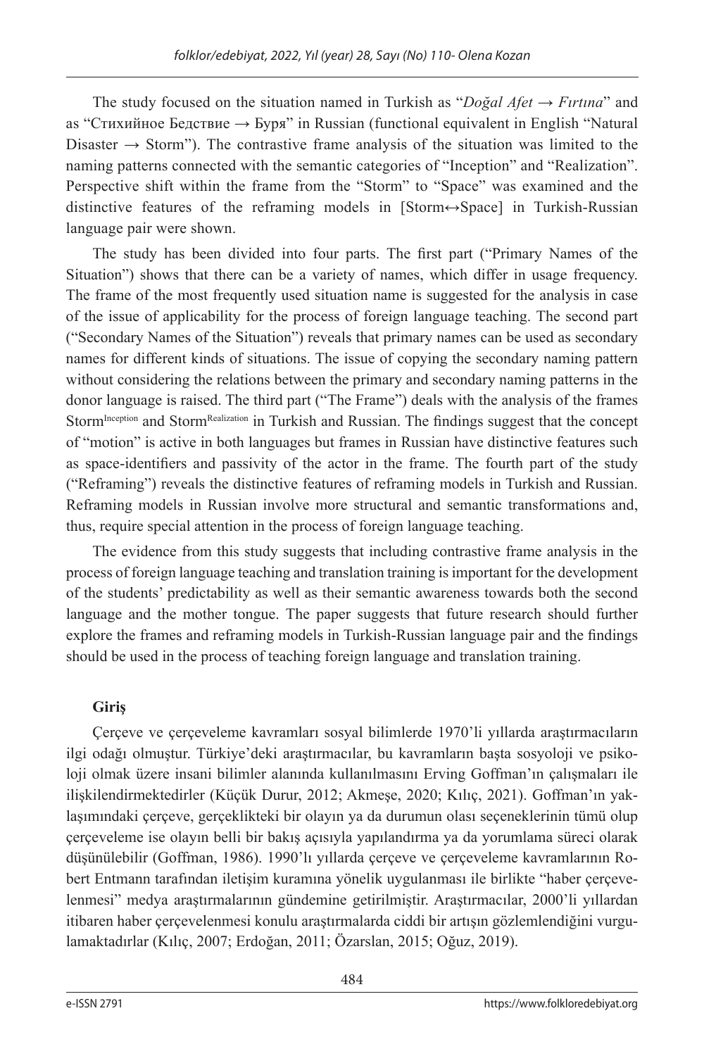The study focused on the situation named in Turkish as "*Doğal Afet → Fırtına*" and as "Стихийное Бедствие → Буря" in Russian (functional equivalent in English "Natural Disaster → Storm"). The contrastive frame analysis of the situation was limited to the naming patterns connected with the semantic categories of "Inception" and "Realization". Perspective shift within the frame from the "Storm" to "Space" was examined and the distinctive features of the reframing models in [Storm↔Space] in Turkish-Russian language pair were shown.

The study has been divided into four parts. The first part ("Primary Names of the Situation") shows that there can be a variety of names, which differ in usage frequency. The frame of the most frequently used situation name is suggested for the analysis in case of the issue of applicability for the process of foreign language teaching. The second part ("Secondary Names of the Situation") reveals that primary names can be used as secondary names for different kinds of situations. The issue of copying the secondary naming pattern without considering the relations between the primary and secondary naming patterns in the donor language is raised. The third part ("The Frame") deals with the analysis of the frames Storm$^{Inception}$ and Storm$^{Realization}$ in Turkish and Russian. The findings suggest that the concept of "motion" is active in both languages but frames in Russian have distinctive features such as space-identifiers and passivity of the actor in the frame. The fourth part of the study ("Reframing") reveals the distinctive features of reframing models in Turkish and Russian. Reframing models in Russian involve more structural and semantic transformations and, thus, require special attention in the process of foreign language teaching.

The evidence from this study suggests that including contrastive frame analysis in the process of foreign language teaching and translation training is important for the development of the students' predictability as well as their semantic awareness towards both the second language and the mother tongue. The paper suggests that future research should further explore the frames and reframing models in Turkish-Russian language pair and the findings should be used in the process of teaching foreign language and translation training.

**Giriş**

Çerçeve ve çerçeveleme kavramları sosyal bilimlerde 1970'li yıllarda araştırmacıların ilgi odağı olmuştur. Türkiye'deki araştırmacılar, bu kavramların başta sosyoloji ve psikoloji olmak üzere insani bilimler alanında kullanılmasını Erving Goffman'ın çalışmaları ile ilişkilendirmektedirler (Küçük Durur, 2012; Akmeşe, 2020; Kılıç, 2021). Goffman'ın yaklaşımındaki çerçeve, gerçeklikteki bir olayın ya da durumun olası seçeneklerinin tümü olup çerçeveleme ise olayın belli bir bakış açısıyla yapılandırma ya da yorumlama süreci olarak düşünülebilir (Goffman, 1986). 1990'lı yıllarda çerçeve ve çerçeveleme kavramlarının Robert Entmann tarafından iletişim kuramına yönelik uygulanması ile birlikte "haber çerçevelenmesi" medya araştırmalarının gündemine getirilmiştir. Araştırmacılar, 2000'li yıllardan itibaren haber çerçevelenmesi konulu araştırmalarda ciddi bir artışın gözlemlendiğini vurgulamaktadırlar (Kılıç, 2007; Erdoğan, 2011; Özarslan, 2015; Oğuz, 2019).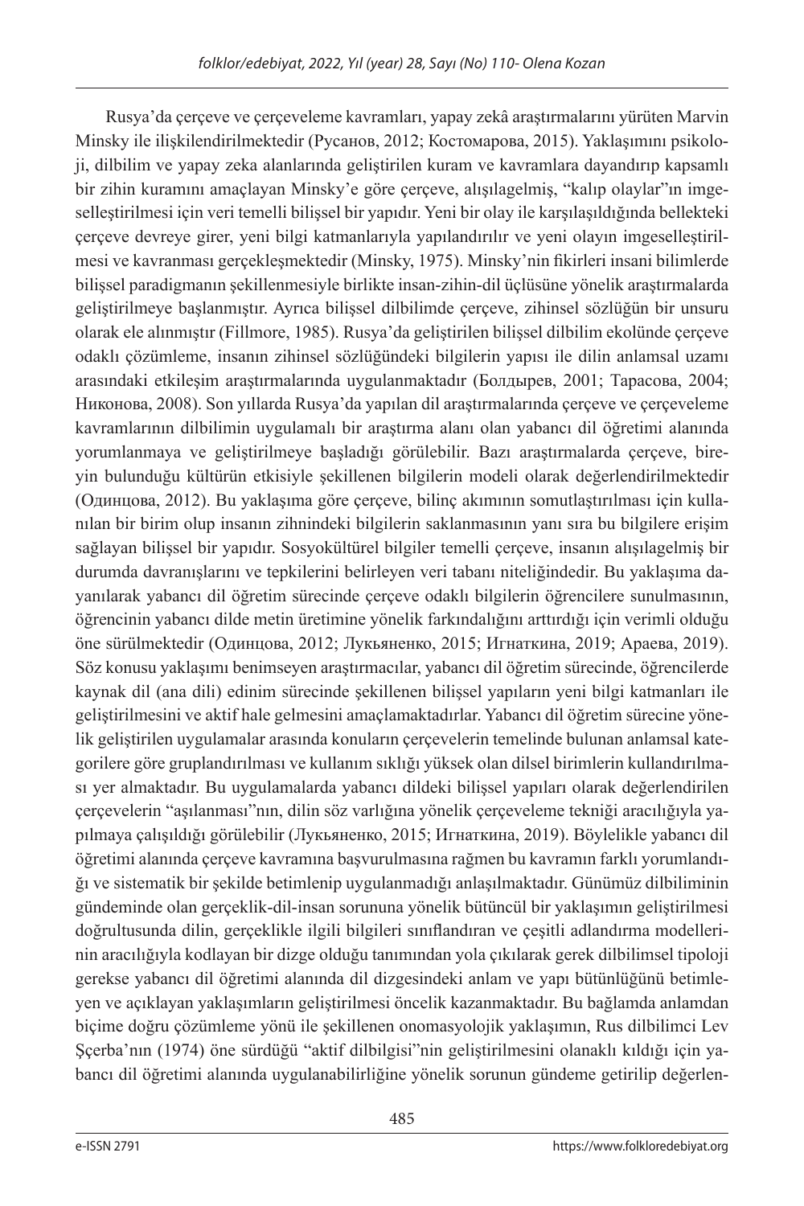Rusya'da çerçeve ve çerçeveleme kavramları, yapay zekâ araştırmalarını yürüten Marvin Minsky ile ilişkilendirilmektedir (Русанов, 2012; Костомарова, 2015). Yaklaşımını psikoloji, dilbilim ve yapay zeka alanlarında geliştirilen kuram ve kavramlara dayandırıp kapsamlı bir zihin kuramını amaçlayan Minsky'e göre çerçeve, alışılagelmiş, "kalıp olaylar"ın imgeselleştirilmesi için veri temelli bilişsel bir yapıdır. Yeni bir olay ile karşılaşıldığında bellekteki çerçeve devreye girer, yeni bilgi katmanlarıyla yapılandırılır ve yeni olayın imgeselleştirilmesi ve kavranması gerçekleşmektedir (Minsky, 1975). Minsky'nin fikirleri insani bilimlerde bilişsel paradigmanın şekillenmesiyle birlikte insan-zihin-dil üçlüsüne yönelik araştırmalarda geliştirilmeye başlanmıştır. Ayrıca bilişsel dilbilimde çerçeve, zihinsel sözlüğün bir unsuru olarak ele alınmıştır (Fillmore, 1985). Rusya'da geliştirilen bilişsel dilbilim ekolünde çerçeve odaklı çözümleme, insanın zihinsel sözlüğündeki bilgilerin yapısı ile dilin anlamsal uzamı arasındaki etkileşim araştırmalarında uygulanmaktadır (Болдырев, 2001; Тарасова, 2004; Никонова, 2008). Son yıllarda Rusya'da yapılan dil araştırmalarında çerçeve ve çerçeveleme kavramlarının dilbilimin uygulamalı bir araştırma alanı olan yabancı dil öğretimi alanında yorumlanmaya ve geliştirilmeye başladığı görülebilir. Bazı araştırmalarda çerçeve, bireyin bulunduğu kültürün etkisiyle şekillenen bilgilerin modeli olarak değerlendirilmektedir (Одинцова, 2012). Bu yaklaşıma göre çerçeve, bilinç akımının somutlaştırılması için kullanılan bir birim olup insanın zihnindeki bilgilerin saklanmasının yanı sıra bu bilgilere erişim sağlayan bilişsel bir yapıdır. Sosyokültürel bilgiler temelli çerçeve, insanın alışılagelmiş bir durumda davranışlarını ve tepkilerini belirleyen veri tabanı niteliğindedir. Bu yaklaşıma dayanılarak yabancı dil öğretim sürecinde çerçeve odaklı bilgilerin öğrencilere sunulmasının, öğrencinin yabancı dilde metin üretimine yönelik farkındalığını arttırdığı için verimli olduğu öne sürülmektedir (Одинцова, 2012; Лукьяненко, 2015; Игнаткина, 2019; Араева, 2019). Söz konusu yaklaşımı benimseyen araştırmacılar, yabancı dil öğretim sürecinde, öğrencilerde kaynak dil (ana dili) edinim sürecinde şekillenen bilişsel yapıların yeni bilgi katmanları ile geliştirilmesini ve aktif hale gelmesini amaçlamaktadırlar. Yabancı dil öğretim sürecine yönelik geliştirilen uygulamalar arasında konuların çerçevelerin temelinde bulunan anlamsal kategorilere göre gruplandırılması ve kullanım sıklığı yüksek olan dilsel birimlerin kullandırılması yer almaktadır. Bu uygulamalarda yabancı dildeki bilişsel yapıları olarak değerlendirilen çerçevelerin "aşılanması"nın, dilin söz varlığına yönelik çerçeveleme tekniği aracılığıyla yapılmaya çalışıldığı görülebilir (Лукьяненко, 2015; Игнаткина, 2019). Böylelikle yabancı dil öğretimi alanında çerçeve kavramına başvurulmasına rağmen bu kavramın farklı yorumlandığı ve sistematik bir şekilde betimlenip uygulanmadığı anlaşılmaktadır. Günümüz dilbiliminin gündeminde olan gerçeklik-dil-insan sorununa yönelik bütüncül bir yaklaşımın geliştirilmesi doğrultusunda dilin, gerçeklikle ilgili bilgileri sınıflandıran ve çeşitli adlandırma modellerinin aracılığıyla kodlayan bir dizge olduğu tanımından yola çıkılarak gerek dilbilimsel tipoloji gerekse yabancı dil öğretimi alanında dil dizgesindeki anlam ve yapı bütünlüğünü betimleyen ve açıklayan yaklaşımların geliştirilmesi öncelik kazanmaktadır. Bu bağlamda anlamdan biçime doğru çözümleme yönü ile şekillenen onomasyolojik yaklaşımın, Rus dilbilimci Lev Şçerba'nın (1974) öne sürdüğü "aktif dilbilgisi"nin geliştirilmesini olanaklı kıldığı için yabancı dil öğretimi alanında uygulanabilirliğine yönelik sorunun gündeme getirilip değerlen-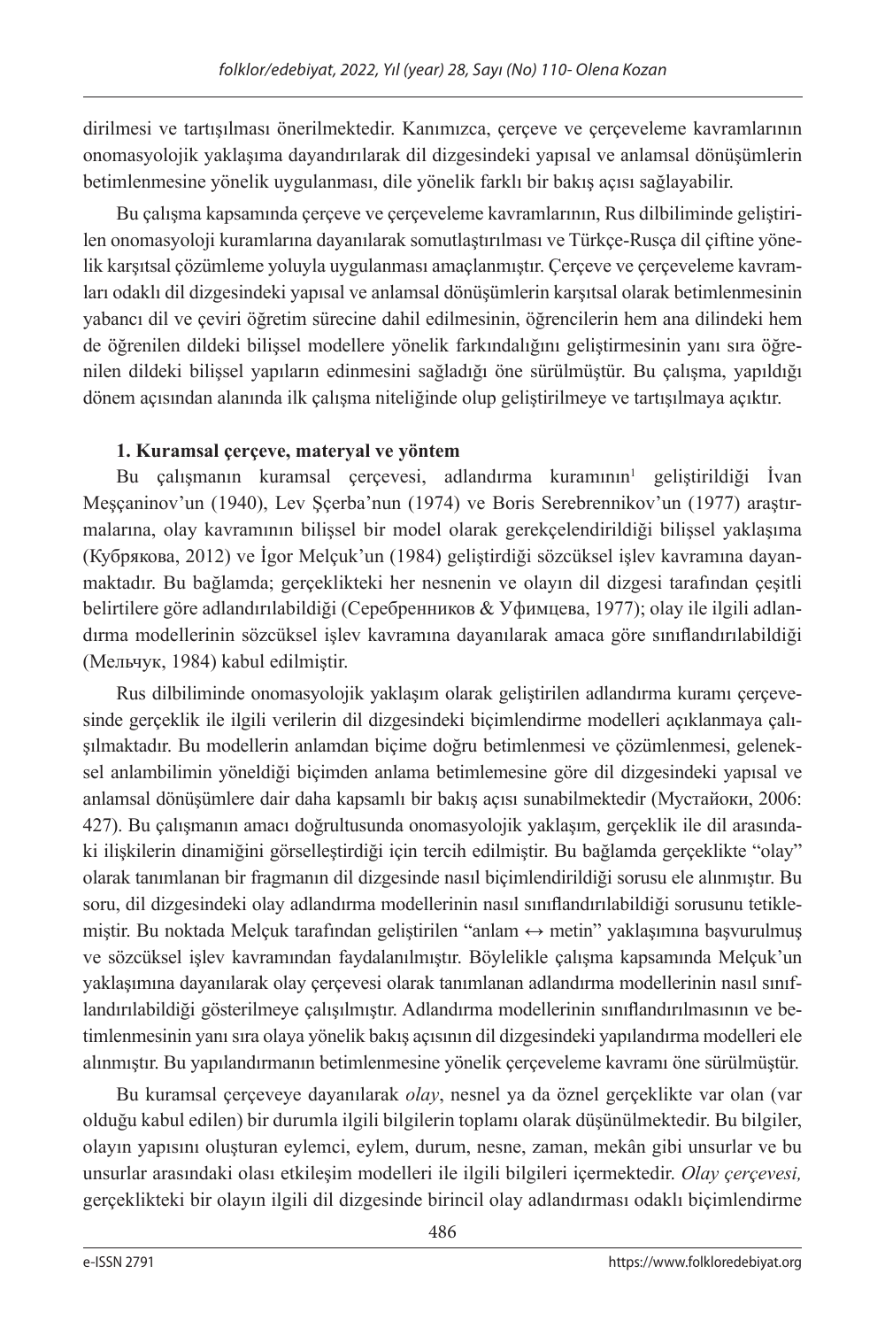dirilmesi ve tartışılması önerilmektedir. Kanımızca, çerçeve ve çerçeveleme kavramlarının onomasyolojik yaklaşıma dayandırılarak dil dizgesindeki yapısal ve anlamsal dönüşümlerin betimlenmesine yönelik uygulanması, dile yönelik farklı bir bakış açısı sağlayabilir.

Bu çalışma kapsamında çerçeve ve çerçeveleme kavramlarının, Rus dilbiliminde geliştirilen onomasyoloji kuramlarına dayanılarak somutlaştırılması ve Türkçe-Rusça dil çiftine yönelik karşıtsal çözümleme yoluyla uygulanması amaçlanmıştır. Çerçeve ve çerçeveleme kavramları odaklı dil dizgesindeki yapısal ve anlamsal dönüşümlerin karşıtsal olarak betimlenmesinin yabancı dil ve çeviri öğretim sürecine dahil edilmesinin, öğrencilerin hem ana dilindeki hem de öğrenilen dildeki bilişsel modellere yönelik farkındalığını geliştirmesinin yanı sıra öğrenilen dildeki bilişsel yapıların edinmesini sağladığı öne sürülmüştür. Bu çalışma, yapıldığı dönem açısından alanında ilk çalışma niteliğinde olup geliştirilmeye ve tartışılmaya açıktır.

### 1. Kuramsal çerçeve, materyal ve yöntem

Bu çalışmanın kuramsal çerçevesi, adlandırma kuramının[1] geliştirildiği İvan Meşçaninov'un (1940), Lev Şçerba'nun (1974) ve Boris Serebrennikov'un (1977) araştırmalarına, olay kavramının bilişsel bir model olarak gerekçelendirildiği bilişsel yaklaşıma (Кубрякова, 2012) ve İgor Melçuk'un (1984) geliştirdiği sözcüksel işlev kavramına dayanmaktadır. Bu bağlamda; gerçeklikteki her nesnenin ve olayın dil dizgesi tarafından çeşitli belirtilere göre adlandırılabildiği (Серебренников & Уфимцева, 1977); olay ile ilgili adlandırma modellerinin sözcüksel işlev kavramına dayanılarak amaca göre sınıflandırılabildiği (Мельчук, 1984) kabul edilmiştir.

Rus dilbiliminde onomasyolojik yaklaşım olarak geliştirilen adlandırma kuramı çerçevesinde gerçeklik ile ilgili verilerin dil dizgesindeki biçimlendirme modelleri açıklanmaya çalışılmaktadır. Bu modellerin anlamdan biçime doğru betimlenmesi ve çözümlenmesi, geleneksel anlambilimin yöneldiği biçimden anlama betimlemesine göre dil dizgesindeki yapısal ve anlamsal dönüşümlere dair daha kapsamlı bir bakış açısı sunabilmektedir (Мустайоки, 2006: 427). Bu çalışmanın amacı doğrultusunda onomasyolojik yaklaşım, gerçeklik ile dil arasındaki ilişkilerin dinamiğini görselleştirdiği için tercih edilmiştir. Bu bağlamda gerçeklikte "olay" olarak tanımlanan bir fragmanın dil dizgesinde nasıl biçimlendirildiği sorusu ele alınmıştır. Bu soru, dil dizgesindeki olay adlandırma modellerinin nasıl sınıflandırılabildiği sorusunu tetiklemiştir. Bu noktada Melçuk tarafından geliştirilen "anlam ↔ metin" yaklaşımına başvurulmuş ve sözcüksel işlev kavramından faydalanılmıştır. Böylelikle çalışma kapsamında Melçuk'un yaklaşımına dayanılarak olay çerçevesi olarak tanımlanan adlandırma modellerinin nasıl sınıflandırılabildiği gösterilmeye çalışılmıştır. Adlandırma modellerinin sınıflandırılmasının ve betimlenmesinin yanı sıra olaya yönelik bakış açısının dil dizgesindeki yapılandırma modelleri ele alınmıştır. Bu yapılandırmanın betimlenmesine yönelik çerçeveleme kavramı öne sürülmüştür.

Bu kuramsal çerçeveye dayanılarak *olay*, nesnel ya da öznel gerçeklikte var olan (var olduğu kabul edilen) bir durumla ilgili bilgilerin toplamı olarak düşünülmektedir. Bu bilgiler, olayın yapısını oluşturan eylemci, eylem, durum, nesne, zaman, mekân gibi unsurlar ve bu unsurlar arasındaki olası etkileşim modelleri ile ilgili bilgileri içermektedir. *Olay çerçevesi,* gerçeklikteki bir olayın ilgili dil dizgesinde birincil olay adlandırması odaklı biçimlendirme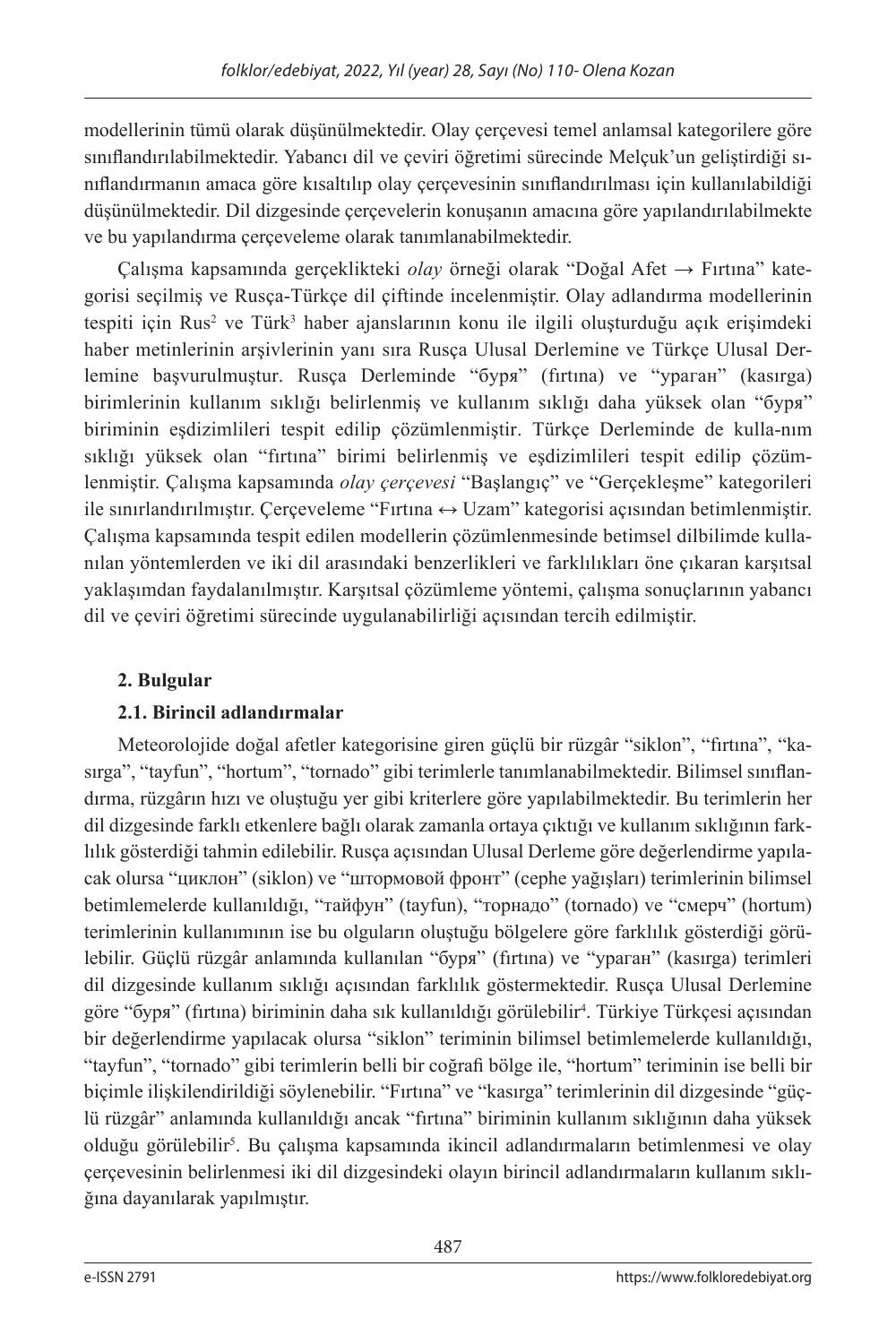modellerinin tümü olarak düşünülmektedir. Olay çerçevesi temel anlamsal kategorilere göre sınıflandırılabilmektedir. Yabancı dil ve çeviri öğretimi sürecinde Melçuk'un geliştirdiği sınıflandırmanın amaca göre kısaltılıp olay çerçevesinin sınıflandırılması için kullanılabildiği düşünülmektedir. Dil dizgesinde çerçevelerin konuşanın amacına göre yapılandırılabilmekte ve bu yapılandırma çerçeveleme olarak tanımlanabilmektedir.

Çalışma kapsamında gerçeklikteki *olay* örneği olarak "Doğal Afet → Fırtına" kategorisi seçilmiş ve Rusça-Türkçe dil çiftinde incelenmiştir. Olay adlandırma modellerinin tespiti için Rus[2] ve Türk[3] haber ajanslarının konu ile ilgili oluşturduğu açık erişimdeki haber metinlerinin arşivlerinin yanı sıra Rusça Ulusal Derlemine ve Türkçe Ulusal Derlemine başvurulmuştur. Rusça Derleminde "буря" (fırtına) ve "ураган" (kasırga) birimlerinin kullanım sıklığı belirlenmiş ve kullanım sıklığı daha yüksek olan "буря" biriminin eşdizimlileri tespit edilip çözümlenmiştir. Türkçe Derleminde de kulla-nım sıklığı yüksek olan "fırtına" birimi belirlenmiş ve eşdizimlileri tespit edilip çözümlenmiştir. Çalışma kapsamında *olay çerçevesi* "Başlangıç" ve "Gerçekleşme" kategorileri ile sınırlandırılmıştır. Çerçeveleme "Fırtına ↔ Uzam" kategorisi açısından betimlenmiştir. Çalışma kapsamında tespit edilen modellerin çözümlenmesinde betimsel dilbilimde kullanılan yöntemlerden ve iki dil arasındaki benzerlikleri ve farklılıkları öne çıkaran karşıtsal yaklaşımdan faydalanılmıştır. Karşıtsal çözümleme yöntemi, çalışma sonuçlarının yabancı dil ve çeviri öğretimi sürecinde uygulanabilirliği açısından tercih edilmiştir.

## 2. Bulgular

### 2.1. Birincil adlandırmalar

Meteorolojide doğal afetler kategorisine giren güçlü bir rüzgâr "siklon", "fırtına", "kasırga", "tayfun", "hortum", "tornado" gibi terimlerle tanımlanabilmektedir. Bilimsel sınıflandırma, rüzgârın hızı ve oluştuğu yer gibi kriterlere göre yapılabilmektedir. Bu terimlerin her dil dizgesinde farklı etkenlere bağlı olarak zamanla ortaya çıktığı ve kullanım sıklığının farklılık gösterdiği tahmin edilebilir. Rusça açısından Ulusal Derleme göre değerlendirme yapılacak olursa "циклон" (siklon) ve "штормовой фронт" (cephe yağışları) terimlerinin bilimsel betimlemelerde kullanıldığı, "тайфун" (tayfun), "торнадо" (tornado) ve "смерч" (hortum) terimlerinin kullanımının ise bu olguların oluştuğu bölgelere göre farklılık gösterdiği görülebilir. Güçlü rüzgâr anlamında kullanılan "буря" (fırtına) ve "ураган" (kasırga) terimleri dil dizgesinde kullanım sıklığı açısından farklılık göstermektedir. Rusça Ulusal Derlemine göre "буря" (fırtına) biriminin daha sık kullanıldığı görülebilir[4]. Türkiye Türkçesi açısından bir değerlendirme yapılacak olursa "siklon" teriminin bilimsel betimlemelerde kullanıldığı, "tayfun", "tornado" gibi terimlerin belli bir coğrafi bölge ile, "hortum" teriminin ise belli bir biçimle ilişkilendirildiği söylenebilir. "Fırtına" ve "kasırga" terimlerinin dil dizgesinde "güçlü rüzgâr" anlamında kullanıldığı ancak "fırtına" biriminin kullanım sıklığının daha yüksek olduğu görülebilir[5]. Bu çalışma kapsamında ikincil adlandırmaların betimlenmesi ve olay çerçevesinin belirlenmesi iki dil dizgesindeki olayın birincil adlandırmaların kullanım sıklığına dayanılarak yapılmıştır.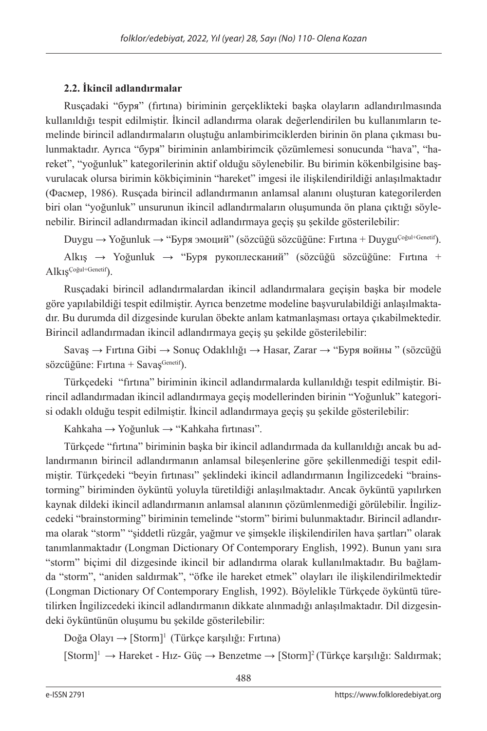### 2.2. İkincil adlandırmalar

Rusçadaki "буря" (fırtına) biriminin gerçeklikteki başka olayların adlandırılmasında kullanıldığı tespit edilmiştir. İkincil adlandırma olarak değerlendirilen bu kullanımların temelinde birincil adlandırmaların oluştuğu anlambirimciklerden birinin ön plana çıkması bulunmaktadır. Ayrıca "буря" biriminin anlambirimcik çözümlemesi sonucunda "hava", "hareket", "yoğunluk" kategorilerinin aktif olduğu söylenebilir. Bu birimin kökenbilgisine başvurulacak olursa birimin kökbiçiminin "hareket" imgesi ile ilişkilendirildiği anlaşılmaktadır (Фасмер, 1986). Rusçada birincil adlandırmanın anlamsal alanını oluşturan kategorilerden biri olan "yoğunluk" unsurunun ikincil adlandırmaların oluşumunda ön plana çıktığı söylenebilir. Birincil adlandırmadan ikincil adlandırmaya geçiş şu şekilde gösterilebilir:

Duygu → Yoğunluk → "Буря эмоций" (sözcüğü sözcüğüne: Fırtına + Duygu$^{\text{Çoğul+Genetif}}$).

Alkış → Yoğunluk → "Буря рукоплесканий" (sözcüğü sözcüğüne: Fırtına + Alkış$^{\text{Çoğul+Genetif}}$).

Rusçadaki birincil adlandırmalardan ikincil adlandırmalara geçişin başka bir modele göre yapılabildiği tespit edilmiştir. Ayrıca benzetme modeline başvurulabildiği anlaşılmaktadır. Bu durumda dil dizgesinde kurulan öbekte anlam katmanlaşması ortaya çıkabilmektedir. Birincil adlandırmadan ikincil adlandırmaya geçiş şu şekilde gösterilebilir:

Savaş → Fırtına Gibi → Sonuç Odaklılığı → Hasar, Zarar → "Буря войны " (sözcüğü sözcüğüne: Fırtına + Savaş$^{\text{Genetif}}$).

Türkçedeki "fırtına" biriminin ikincil adlandırmalarda kullanıldığı tespit edilmiştir. Birincil adlandırmadan ikincil adlandırmaya geçiş modellerinden birinin "Yoğunluk" kategorisi odaklı olduğu tespit edilmiştir. İkincil adlandırmaya geçiş şu şekilde gösterilebilir:

Kahkaha → Yoğunluk → "Kahkaha fırtınası".

Türkçede "fırtına" biriminin başka bir ikincil adlandırmada da kullanıldığı ancak bu adlandırmanın birincil adlandırmanın anlamsal bileşenlerine göre şekillenmediği tespit edilmiştir. Türkçedeki "beyin fırtınası" şeklindeki ikincil adlandırmanın İngilizcedeki "brainstorming" biriminden öyküntü yoluyla türetildiği anlaşılmaktadır. Ancak öyküntü yapılırken kaynak dildeki ikincil adlandırmanın anlamsal alanının çözümlenmediği görülebilir. İngilizcedeki "brainstorming" biriminin temelinde "storm" birimi bulunmaktadır. Birincil adlandırma olarak "storm" "şiddetli rüzgâr, yağmur ve şimşekle ilişkilendirilen hava şartları" olarak tanımlanmaktadır (Longman Dictionary Of Contemporary English, 1992). Bunun yanı sıra "storm" biçimi dil dizgesinde ikincil bir adlandırma olarak kullanılmaktadır. Bu bağlamda "storm", "aniden saldırmak", "öfke ile hareket etmek" olayları ile ilişkilendirilmektedir (Longman Dictionary Of Contemporary English, 1992). Böylelikle Türkçede öyküntü türetilirken İngilizcedeki ikincil adlandırmanın dikkate alınmadığı anlaşılmaktadır. Dil dizgesindeki öyküntünün oluşumu bu şekilde gösterilebilir:

Doğa Olayı → [Storm]$^{1}$ (Türkçe karşılığı: Fırtına)

[Storm]$^{1}$ → Hareket - Hız- Güç → Benzetme → [Storm]$^{2}$ (Türkçe karşılığı: Saldırmak;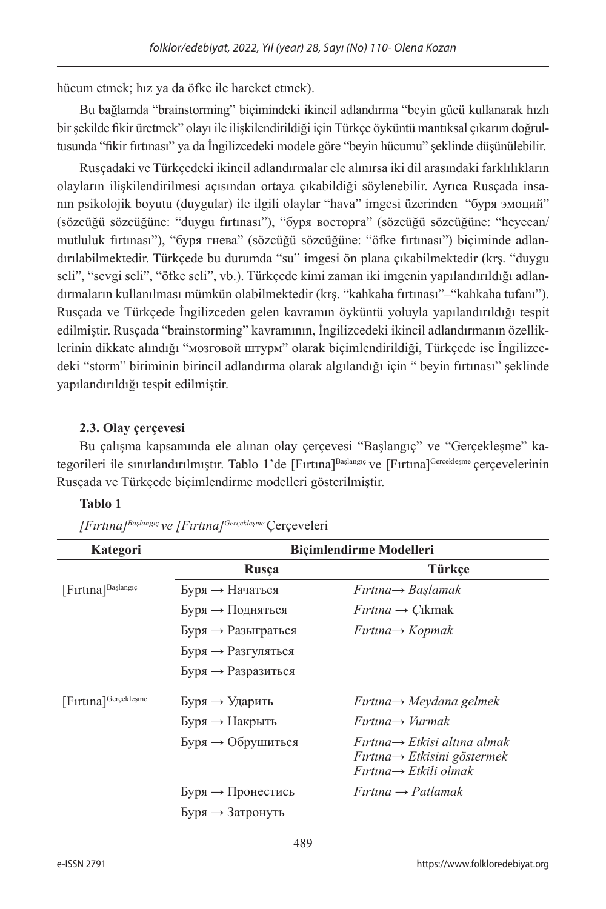hücum etmek; hız ya da öfke ile hareket etmek).

Bu bağlamda "brainstorming" biçimindeki ikincil adlandırma "beyin gücü kullanarak hızlı bir şekilde fikir üretmek" olayı ile ilişkilendirildiği için Türkçe öyküntü mantıksal çıkarım doğrultusunda "fikir fırtınası" ya da İngilizcedeki modele göre "beyin hücumu" şeklinde düşünülebilir.

Rusçadaki ve Türkçedeki ikincil adlandırmalar ele alınırsa iki dil arasındaki farklılıkların olayların ilişkilendirilmesi açısından ortaya çıkabildiği söylenebilir. Ayrıca Rusçada insanın psikolojik boyutu (duygular) ile ilgili olaylar "hava" imgesi üzerinden "буря эмоций" (sözcüğü sözcüğüne: "duygu fırtınası"), "буря восторга" (sözcüğü sözcüğüne: "heyecan/mutluluk fırtınası"), "буря гнева" (sözcüğü sözcüğüne: "öfke fırtınası") biçiminde adlandırılabilmektedir. Türkçede bu durumda "su" imgesi ön plana çıkabilmektedir (krş. "duygu seli", "sevgi seli", "öfke seli", vb.). Türkçede kimi zaman iki imgenin yapılandırıldığı adlandırmaların kullanılması mümkün olabilmektedir (krş. "kahkaha fırtınası"–"kahkaha tufanı"). Rusçada ve Türkçede İngilizceden gelen kavramın öyküntü yoluyla yapılandırıldığı tespit edilmiştir. Rusçada "brainstorming" kavramının, İngilizcedeki ikincil adlandırmanın özelliklerinin dikkate alındığı "мозговой штурм" olarak biçimlendirildiği, Türkçede ise İngilizcedeki "storm" biriminin birincil adlandırma olarak algılandığı için " beyin fırtınası" şeklinde yapılandırıldığı tespit edilmiştir.

### 2.3. Olay çerçevesi

Bu çalışma kapsamında ele alınan olay çerçevesi "Başlangıç" ve "Gerçekleşme" kategorileri ile sınırlandırılmıştır. Tablo 1'de [Fırtına][Başlangıç] ve [Fırtına][Gerçekleşme] çerçevelerinin Rusçada ve Türkçede biçimlendirme modelleri gösterilmiştir.

**Tablo 1**

*[Fırtına][Başlangıç] ve [Fırtına][Gerçekleşme]* Çerçeveleri

| Kategori | Biçimlendirme Modelleri | |
|---|---|---|
| | **Rusça** | **Türkçe** |
| [Fırtına][Başlangıç] | Буря → Начаться | *Fırtına→ Başlamak* |
| | Буря → Подняться | *Fırtına* → *Ç*ıkmak |
| | Буря → Разыграться | *Fırtına→ Kopmak* |
| | Буря → Разгуляться | |
| | Буря → Разразиться | |
| [Fırtına][Gerçekleşme] | Буря → Ударить | *Fırtına→ Meydana gelmek* |
| | Буря → Накрыть | *Fırtına→ Vurmak* |
| | Буря → Обрушиться | *Fırtına→ Etkisi altına almak*<br>*Fırtına→ Etkisini göstermek*<br>*Fırtına→ Etkili olmak* |
| | Буря → Пронестись | *Fırtına → Patlamak* |
| | Буря → Затронуть | |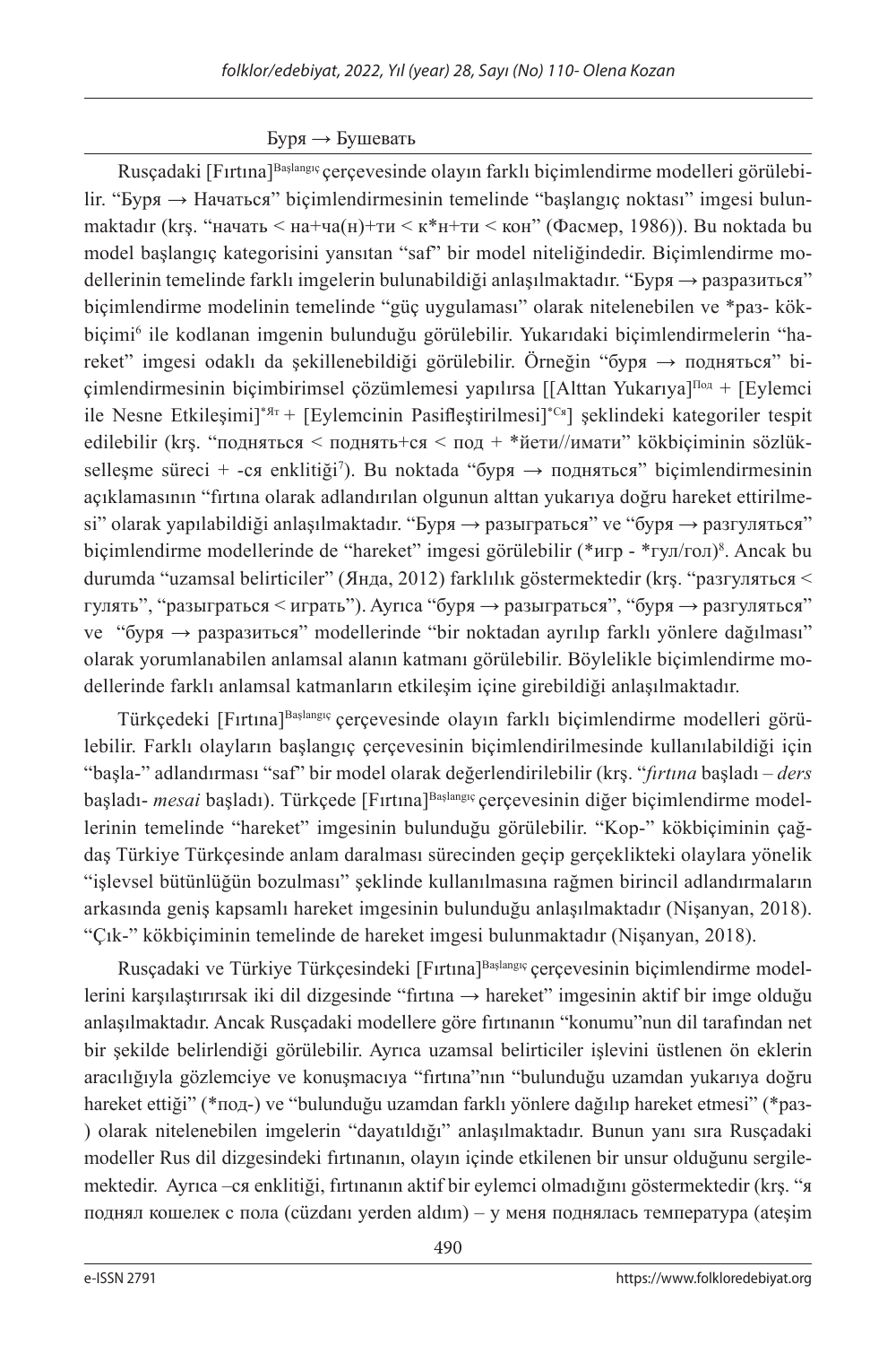Буря → Бушевать

Rusçadaki [Fırtına]^Başlangıç çerçevesinde olayın farklı biçimlendirme modelleri görülebilir. "Буря → Начаться" biçimlendirmesinin temelinde "başlangıç noktası" imgesi bulunmaktadır (krş. "начать < на+ча(н)+ти < к*н+ти < кон" (Фасмер, 1986)). Bu noktada bu model başlangıç kategorisini yansıtan "saf" bir model niteliğindedir. Biçimlendirme modellerinin temelinde farklı imgelerin bulunabildiği anlaşılmaktadır. "Буря → разразиться" biçimlendirme modelinin temelinde "güç uygulaması" olarak nitelenebilen ve *раз- kökbiçimi[6] ile kodlanan imgenin bulunduğu görülebilir. Yukarıdaki biçimlendirmelerin "hareket" imgesi odaklı da şekillenebildiği görülebilir. Örneğin "буря → подняться" biçimlendirmesinin biçimbirimsel çözümlemesi yapılırsa [[Alttan Yukarıya]^Под + [Eylemci ile Nesne Etkileşimi]^*Ят + [Eylemcinin Pasifleştirilmesi]^*Ся] şeklindeki kategoriler tespit edilebilir (krş. "подняться < поднять+ся < под + *йети//имати" kökbiçiminin sözlükselleşme süreci + -ся enklitiği[7]). Bu noktada "буря → подняться" biçimlendirmesinin açıklamasının "fırtına olarak adlandırılan olgunun alttan yukarıya doğru hareket ettirilmesi" olarak yapılabildiği anlaşılmaktadır. "Буря → разыграться" ve "буря → разгуляться" biçimlendirme modellerinde de "hareket" imgesi görülebilir (*игр - *гул/гол)[8]. Ancak bu durumda "uzamsal belirticiler" (Янда, 2012) farklılık göstermektedir (krş. "разгуляться < гулять", "разыграться < играть"). Ayrıca "буря → разыграться", "буря → разгуляться" ve "буря → разразиться" modellerinde "bir noktadan ayrılıp farklı yönlere dağılması" olarak yorumlanabilen anlamsal alanın katmanı görülebilir. Böylelikle biçimlendirme modellerinde farklı anlamsal katmanların etkileşim içine girebildiği anlaşılmaktadır.

Türkçedeki [Fırtına]^Başlangıç çerçevesinde olayın farklı biçimlendirme modelleri görülebilir. Farklı olayların başlangıç çerçevesinin biçimlendirilmesinde kullanılabildiği için "başla-" adlandırması "saf" bir model olarak değerlendirilebilir (krş. "*fırtına* başladı – *ders* başladı- *mesai* başladı). Türkçede [Fırtına]^Başlangıç çerçevesinin diğer biçimlendirme modellerinin temelinde "hareket" imgesinin bulunduğu görülebilir. "Kop-" kökbiçiminin çağdaş Türkiye Türkçesinde anlam daralması sürecinden geçip gerçeklikteki olaylara yönelik "işlevsel bütünlüğün bozulması" şeklinde kullanılmasına rağmen birincil adlandırmaların arkasında geniş kapsamlı hareket imgesinin bulunduğu anlaşılmaktadır (Nişanyan, 2018). "Çık-" kökbiçiminin temelinde de hareket imgesi bulunmaktadır (Nişanyan, 2018).

Rusçadaki ve Türkiye Türkçesindeki [Fırtına]^Başlangıç çerçevesinin biçimlendirme modellerini karşılaştırırsak iki dil dizgesinde "fırtına → hareket" imgesinin aktif bir imge olduğu anlaşılmaktadır. Ancak Rusçadaki modellere göre fırtınanın "konumu"nun dil tarafından net bir şekilde belirlendiği görülebilir. Ayrıca uzamsal belirticiler işlevini üstlenen ön eklerin aracılığıyla gözlemciye ve konuşmacıya "fırtına"nın "bulunduğu uzamdan yukarıya doğru hareket ettiği" (*под-) ve "bulunduğu uzamdan farklı yönlere dağılıp hareket etmesi" (*раз-) olarak nitelenebilen imgelerin "dayatıldığı" anlaşılmaktadır. Bunun yanı sıra Rusçadaki modeller Rus dil dizgesindeki fırtınanın, olayın içinde etkilenen bir unsur olduğunu sergilemektedir. Ayrıca –ся enklitiği, fırtınanın aktif bir eylemci olmadığını göstermektedir (krş. "я поднял кошелек с пола (cüzdanı yerden aldım) – у меня поднялась температура (ateşim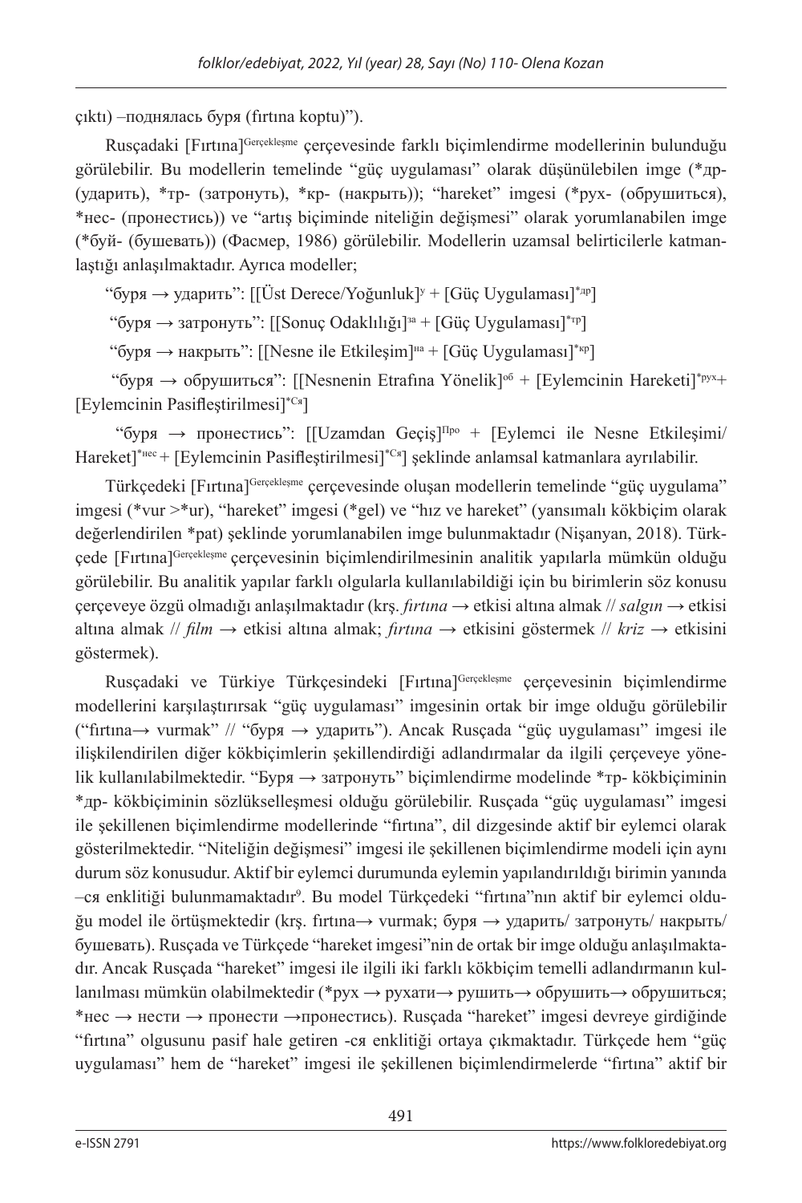çıktı) –поднялась буря (fırtına koptu)").

Rusçadaki [Fırtına]$^{Gerçekleşme}$ çerçevesinde farklı biçimlendirme modellerinin bulunduğu görülebilir. Bu modellerin temelinde "güç uygulaması" olarak düşünülebilen imge (*др- (ударить), *тр- (затронуть), *кр- (накрыть)); "hareket" imgesi (*рух- (обрушиться), *нес- (пронестись)) ve "artış biçiminde niteliğin değişmesi" olarak yorumlanabilen imge (*буй- (бушевать)) (Фасмер, 1986) görülebilir. Modellerin uzamsal belirticilerle katmanlaştığı anlaşılmaktadır. Ayrıca modeller;

"буря → ударить": [[Üst Derece/Yoğunluk]$^{у}$ + [Güç Uygulaması]$^{*др}$]

"буря → затронуть": [[Sonuç Odaklılığı]$^{за}$ + [Güç Uygulaması]$^{*тр}$]

"буря → накрыть": [[Nesne ile Etkileşim]$^{на}$ + [Güç Uygulaması]$^{*кр}$]

"буря → обрушиться": [[Nesnenin Etrafına Yönelik]$^{об}$ + [Eylemcinin Hareketi]$^{*рух}$+ [Eylemcinin Pasifleştirilmesi]$^{*Ся}$]

"буря → пронестись": [[Uzamdan Geçiş]$^{Про}$ + [Eylemci ile Nesne Etkileşimi/ Hareket]$^{*нес}$ + [Eylemcinin Pasifleştirilmesi]$^{*Ся}$] şeklinde anlamsal katmanlara ayrılabilir.

Türkçedeki [Fırtına]$^{Gerçekleşme}$ çerçevesinde oluşan modellerin temelinde "güç uygulama" imgesi (*vur >*ur), "hareket" imgesi (*gel) ve "hız ve hareket" (yansımalı kökbiçim olarak değerlendirilen *pat) şeklinde yorumlanabilen imge bulunmaktadır (Nişanyan, 2018). Türkçede [Fırtına]$^{Gerçekleşme}$ çerçevesinin biçimlendirilmesinin analitik yapılarla mümkün olduğu görülebilir. Bu analitik yapılar farklı olgularla kullanılabildiği için bu birimlerin söz konusu çerçeveye özgü olmadığı anlaşılmaktadır (krş. *fırtına* → etkisi altına almak // *salgın* → etkisi altına almak // *film* → etkisi altına almak; *fırtına* → etkisini göstermek // *kriz* → etkisini göstermek).

Rusçadaki ve Türkiye Türkçesindeki [Fırtına]$^{Gerçekleşme}$ çerçevesinin biçimlendirme modellerini karşılaştırırsak "güç uygulaması" imgesinin ortak bir imge olduğu görülebilir ("fırtına→ vurmak" // "буря → ударить"). Ancak Rusçada "güç uygulaması" imgesi ile ilişkilendirilen diğer kökbiçimlerin şekillendirdiği adlandırmalar da ilgili çerçeveye yönelik kullanılabilmektedir. "Буря → затронуть" biçimlendirme modelinde *тр- kökbiçiminin *др- kökbiçiminin sözlükselleşmesi olduğu görülebilir. Rusçada "güç uygulaması" imgesi ile şekillenen biçimlendirme modellerinde "fırtına", dil dizgesinde aktif bir eylemci olarak gösterilmektedir. "Niteliğin değişmesi" imgesi ile şekillenen biçimlendirme modeli için aynı durum söz konusudur. Aktif bir eylemci durumunda eylemin yapılandırıldığı birimin yanında –ся enklitiği bulunmamaktadır[9]. Bu model Türkçedeki "fırtına"nın aktif bir eylemci olduğu model ile örtüşmektedir (krş. fırtına→ vurmak; буря → ударить/ затронуть/ накрыть/ бушевать). Rusçada ve Türkçede "hareket imgesi"nin de ortak bir imge olduğu anlaşılmaktadır. Ancak Rusçada "hareket" imgesi ile ilgili iki farklı kökbiçim temelli adlandırmanın kullanılması mümkün olabilmektedir (*рух → рухати→ рушить→ обрушить→ обрушиться; *нес → нести → пронести →пронестись). Rusçada "hareket" imgesi devreye girdiğinde "fırtına" olgusunu pasif hale getiren -ся enklitiği ortaya çıkmaktadır. Türkçede hem "güç uygulaması" hem de "hareket" imgesi ile şekillenen biçimlendirmelerde "fırtına" aktif bir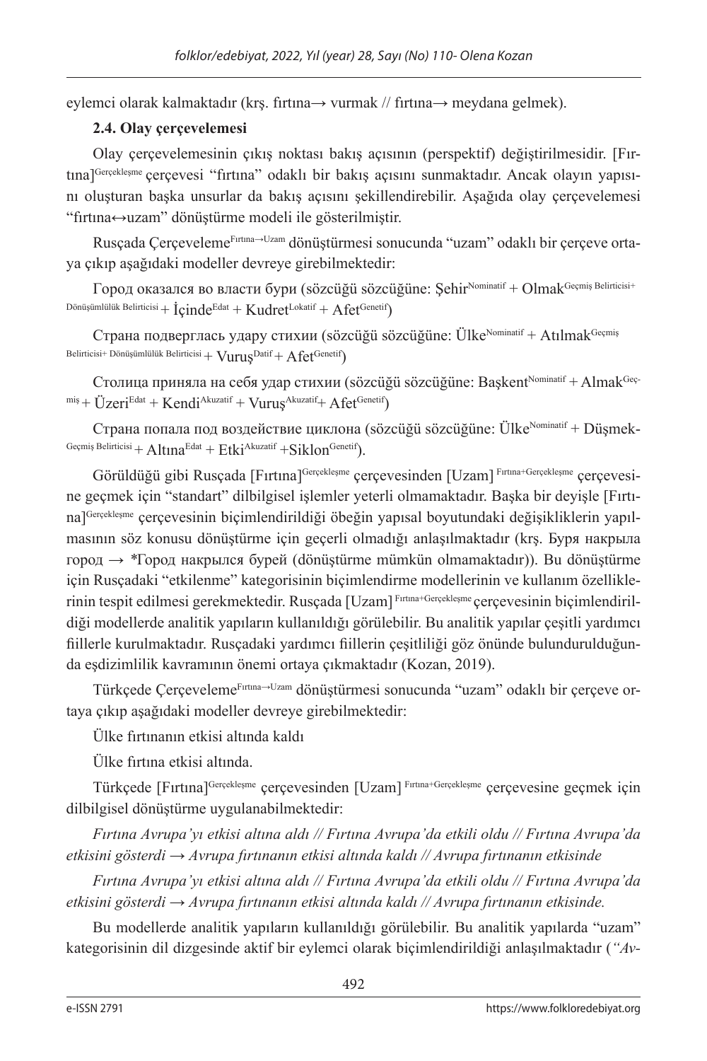eylemci olarak kalmaktadır (krş. fırtına→ vurmak // fırtına→ meydana gelmek).

### 2.4. Olay çerçevelemesi

Olay çerçevelemesinin çıkış noktası bakış açısının (perspektif) değiştirilmesidir. [Fırtına]$^{Gerçekleşme}$ çerçevesi "fırtına" odaklı bir bakış açısını sunmaktadır. Ancak olayın yapısını oluşturan başka unsurlar da bakış açısını şekillendirebilir. Aşağıda olay çerçevelemesi "fırtına↔uzam" dönüştürme modeli ile gösterilmiştir.

Rusçada Çerçeveleme$^{Fırtına→Uzam}$ dönüştürmesi sonucunda "uzam" odaklı bir çerçeve ortaya çıkıp aşağıdaki modeller devreye girebilmektedir:

Город оказался во власти бури (sözcüğü sözcüğüne: Şehir$^{Nominatif}$ + Olmak$^{Geçmiş\ Belirticisi+\ Dönüşümlülük\ Belirticisi}$ + İçinde$^{Edat}$ + Kudret$^{Lokatif}$ + Afet$^{Genetif}$)

Страна подверглась удару стихии (sözcüğü sözcüğüne: Ülke$^{Nominatif}$ + Atılmak$^{Geçmiş\ Belirticisi+\ Dönüşümlülük\ Belirticisi}$ + Vuruş$^{Datif}$ + Afet$^{Genetif}$)

Столица приняла на себя удар стихии (sözcüğü sözcüğüne: Başkent$^{Nominatif}$ + Almak$^{Geçmiş}$ + Üzeri$^{Edat}$ + Kendi$^{Akuzatif}$ + Vuruş$^{Akuzatif}$+ Afet$^{Genetif}$)

Страна попала под воздействие циклона (sözcüğü sözcüğüne: Ülke$^{Nominatif}$ + Düşmek-$^{Geçmiş\ Belirticisi}$ + Altına$^{Edat}$ + Etki$^{Akuzatif}$ +Siklon$^{Genetif}$).

Görüldüğü gibi Rusçada [Fırtına]$^{Gerçekleşme}$ çerçevesinden [Uzam]$^{Fırtına+Gerçekleşme}$ çerçevesine geçmek için "standart" dilbilgisel işlemler yeterli olmamaktadır. Başka bir deyişle [Fırtına]$^{Gerçekleşme}$ çerçevesinin biçimlendirildiği öbeğin yapısal boyutundaki değişikliklerin yapılmasının söz konusu dönüştürme için geçerli olmadığı anlaşılmaktadır (krş. Буря накрыла город → *Город накрылся бурей (dönüştürme mümkün olmamaktadır)). Bu dönüştürme için Rusçadaki "etkilenme" kategorisinin biçimlendirme modellerinin ve kullanım özelliklerinin tespit edilmesi gerekmektedir. Rusçada [Uzam]$^{Fırtına+Gerçekleşme}$ çerçevesinin biçimlendirildiği modellerde analitik yapıların kullanıldığı görülebilir. Bu analitik yapılar çeşitli yardımcı fiillerle kurulmaktadır. Rusçadaki yardımcı fiillerin çeşitliliği göz önünde bulundurulduğunda eşdizimlilik kavramının önemi ortaya çıkmaktadır (Kozan, 2019).

Türkçede Çerçeveleme$^{Fırtına→Uzam}$ dönüştürmesi sonucunda "uzam" odaklı bir çerçeve ortaya çıkıp aşağıdaki modeller devreye girebilmektedir:

Ülke fırtınanın etkisi altında kaldı

Ülke fırtına etkisi altında.

Türkçede [Fırtına]$^{Gerçekleşme}$ çerçevesinden [Uzam]$^{Fırtına+Gerçekleşme}$ çerçevesine geçmek için dilbilgisel dönüştürme uygulanabilmektedir:

*Fırtına Avrupa'yı etkisi altına aldı // Fırtına Avrupa'da etkili oldu // Fırtına Avrupa'da etkisini gösterdi → Avrupa fırtınanın etkisi altında kaldı // Avrupa fırtınanın etkisinde*

*Fırtına Avrupa'yı etkisi altına aldı // Fırtına Avrupa'da etkili oldu // Fırtına Avrupa'da etkisini gösterdi → Avrupa fırtınanın etkisi altında kaldı // Avrupa fırtınanın etkisinde.*

Bu modellerde analitik yapıların kullanıldığı görülebilir. Bu analitik yapılarda "uzam" kategorisinin dil dizgesinde aktif bir eylemci olarak biçimlendirildiği anlaşılmaktadır (*"Av-*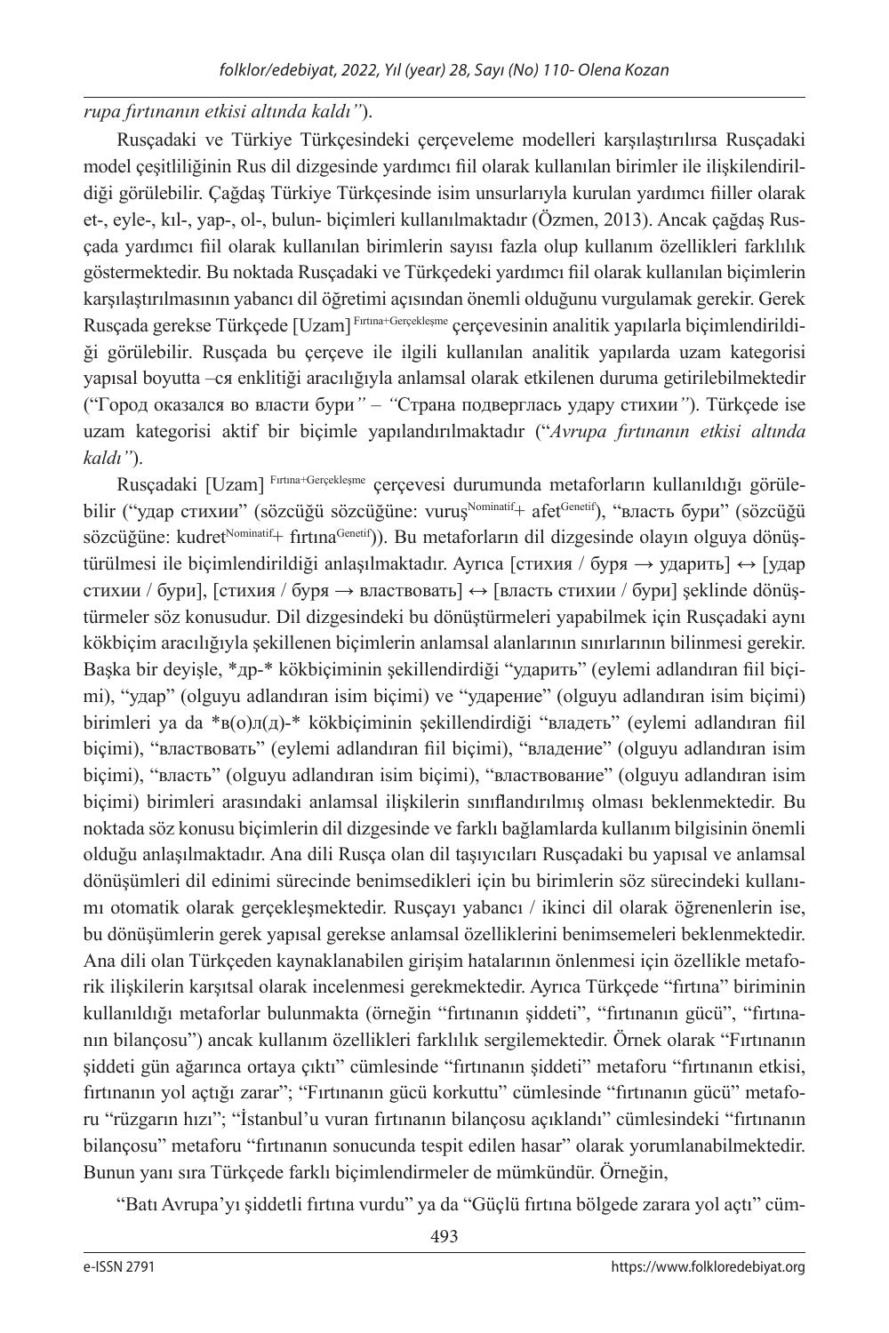*rupa fırtınanın etkisi altında kaldı"*).

Rusçadaki ve Türkiye Türkçesindeki çerçeveleme modelleri karşılaştırılırsa Rusçadaki model çeşitliliğinin Rus dil dizgesinde yardımcı fiil olarak kullanılan birimler ile ilişkilendirildiği görülebilir. Çağdaş Türkiye Türkçesinde isim unsurlarıyla kurulan yardımcı fiiller olarak et-, eyle-, kıl-, yap-, ol-, bulun- biçimleri kullanılmaktadır (Özmen, 2013). Ancak çağdaş Rusçada yardımcı fiil olarak kullanılan birimlerin sayısı fazla olup kullanım özellikleri farklılık göstermektedir. Bu noktada Rusçadaki ve Türkçedeki yardımcı fiil olarak kullanılan biçimlerin karşılaştırılmasının yabancı dil öğretimi açısından önemli olduğunu vurgulamak gerekir. Gerek Rusçada gerekse Türkçede [Uzam] [Fırtına+Gerçekleşme] çerçevesinin analitik yapılarla biçimlendirildiği görülebilir. Rusçada bu çerçeve ile ilgili kullanılan analitik yapılarda uzam kategorisi yapısal boyutta –ся enklitiği aracılığıyla anlamsal olarak etkilenen duruma getirilebilmektedir ("Город оказался во власти бури*"* – *"*Страна подверглась удару стихии*"*). Türkçede ise uzam kategorisi aktif bir biçimle yapılandırılmaktadır ("*Avrupa fırtınanın etkisi altında kaldı"*).

Rusçadaki [Uzam] [Fırtına+Gerçekleşme] çerçevesi durumunda metaforların kullanıldığı görülebilir ("удар стихии" (sözcüğü sözcüğüne: vuruş[Nominatif]+ afet[Genetif]), "власть бури" (sözcüğü sözcüğüne: kudret[Nominatif]+ fırtına[Genetif])). Bu metaforların dil dizgesinde olayın olguya dönüştürülmesi ile biçimlendirildiği anlaşılmaktadır. Ayrıca [стихия / буря → ударить] ↔ [удар стихии / бури], [стихия / буря → властвовать] ↔ [власть стихии / бури] şeklinde dönüştürmeler söz konusudur. Dil dizgesindeki bu dönüştürmeleri yapabilmek için Rusçadaki aynı kökbiçim aracılığıyla şekillenen biçimlerin anlamsal alanlarının sınırlarının bilinmesi gerekir. Başka bir deyişle, *др-* kökbiçiminin şekillendirdiği "ударить" (eylemi adlandıran fiil biçimi), "удар" (olguyu adlandıran isim biçimi) ve "ударение" (olguyu adlandıran isim biçimi) birimleri ya da *в(о)л(д)-* kökbiçiminin şekillendirdiği "владеть" (eylemi adlandıran fiil biçimi), "властвовать" (eylemi adlandıran fiil biçimi), "владение" (olguyu adlandıran isim biçimi), "власть" (olguyu adlandıran isim biçimi), "властвование" (olguyu adlandıran isim biçimi) birimleri arasındaki anlamsal ilişkilerin sınıflandırılmış olması beklenmektedir. Bu noktada söz konusu biçimlerin dil dizgesinde ve farklı bağlamlarda kullanım bilgisinin önemli olduğu anlaşılmaktadır. Ana dili Rusça olan dil taşıyıcıları Rusçadaki bu yapısal ve anlamsal dönüşümleri dil edinimi sürecinde benimsedikleri için bu birimlerin söz sürecindeki kullanımı otomatik olarak gerçekleşmektedir. Rusçayı yabancı / ikinci dil olarak öğrenenlerin ise, bu dönüşümlerin gerek yapısal gerekse anlamsal özelliklerini benimsemeleri beklenmektedir. Ana dili olan Türkçeden kaynaklanabilen girişim hatalarının önlenmesi için özellikle metaforik ilişkilerin karşıtsal olarak incelenmesi gerekmektedir. Ayrıca Türkçede "fırtına" biriminin kullanıldığı metaforlar bulunmakta (örneğin "fırtınanın şiddeti", "fırtınanın gücü", "fırtınanın bilançosu") ancak kullanım özellikleri farklılık sergilemektedir. Örnek olarak "Fırtınanın şiddeti gün ağarınca ortaya çıktı" cümlesinde "fırtınanın şiddeti" metaforu "fırtınanın etkisi, fırtınanın yol açtığı zarar"; "Fırtınanın gücü korkuttu" cümlesinde "fırtınanın gücü" metaforu "rüzgarın hızı"; "İstanbul'u vuran fırtınanın bilançosu açıklandı" cümlesindeki "fırtınanın bilançosu" metaforu "fırtınanın sonucunda tespit edilen hasar" olarak yorumlanabilmektedir. Bunun yanı sıra Türkçede farklı biçimlendirmeler de mümkündür. Örneğin,

"Batı Avrupa'yı şiddetli fırtına vurdu" ya da "Güçlü fırtına bölgede zarara yol açtı" cüm-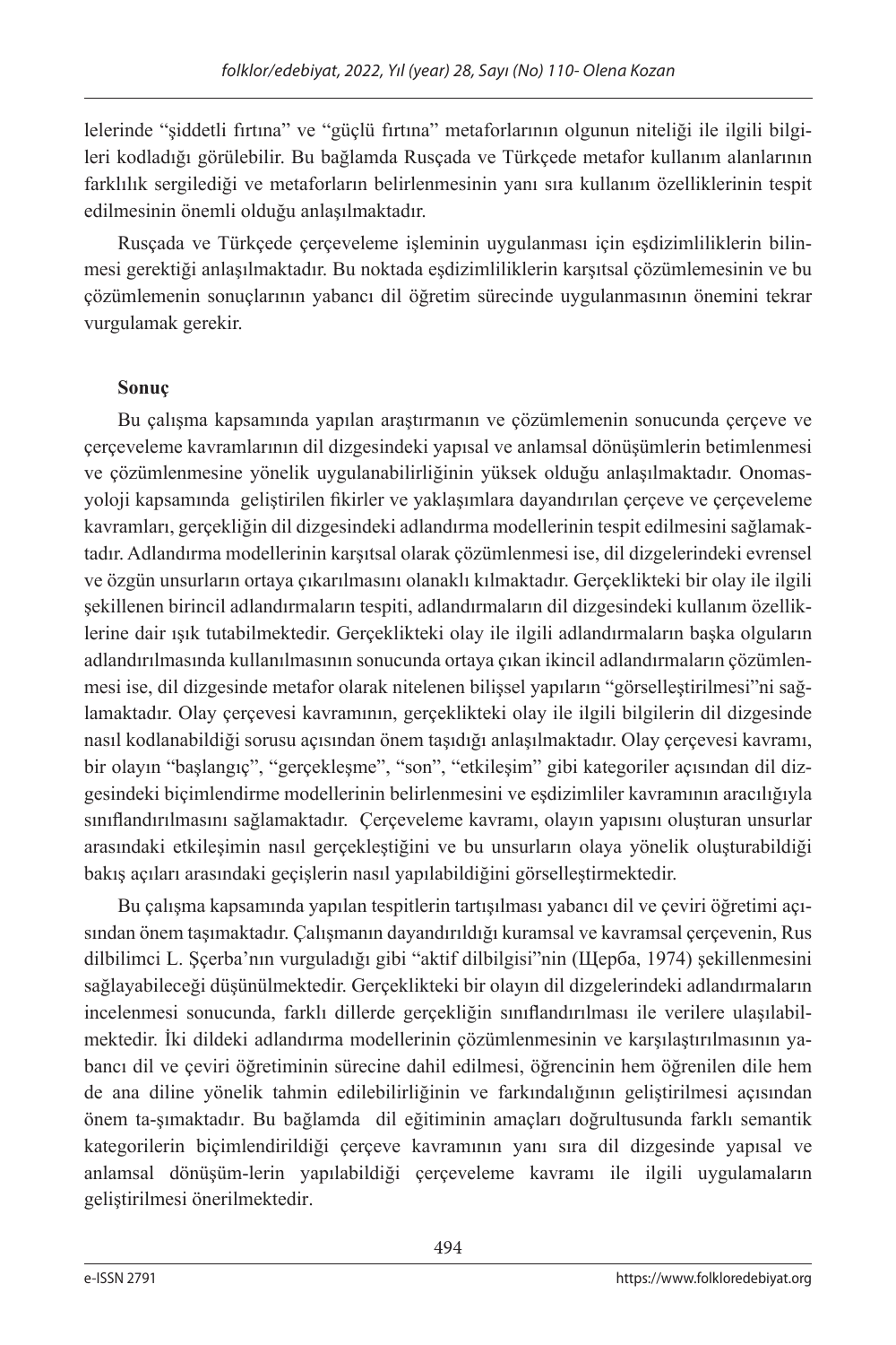lelerinde "şiddetli fırtına" ve "güçlü fırtına" metaforlarının olgunun niteliği ile ilgili bilgileri kodladığı görülebilir. Bu bağlamda Rusçada ve Türkçede metafor kullanım alanlarının farklılık sergilediği ve metaforların belirlenmesinin yanı sıra kullanım özelliklerinin tespit edilmesinin önemli olduğu anlaşılmaktadır.

Rusçada ve Türkçede çerçeveleme işleminin uygulanması için eşdizimliliklerin bilinmesi gerektiği anlaşılmaktadır. Bu noktada eşdizimliliklerin karşıtsal çözümlemesinin ve bu çözümlemenin sonuçlarının yabancı dil öğretim sürecinde uygulanmasının önemini tekrar vurgulamak gerekir.

**Sonuç**

Bu çalışma kapsamında yapılan araştırmanın ve çözümlemenin sonucunda çerçeve ve çerçeveleme kavramlarının dil dizgesindeki yapısal ve anlamsal dönüşümlerin betimlenmesi ve çözümlenmesine yönelik uygulanabilirliğinin yüksek olduğu anlaşılmaktadır. Onomasyoloji kapsamında geliştirilen fikirler ve yaklaşımlara dayandırılan çerçeve ve çerçeveleme kavramları, gerçekliğin dil dizgesindeki adlandırma modellerinin tespit edilmesini sağlamaktadır. Adlandırma modellerinin karşıtsal olarak çözümlenmesi ise, dil dizgelerindeki evrensel ve özgün unsurların ortaya çıkarılmasını olanaklı kılmaktadır. Gerçeklikteki bir olay ile ilgili şekillenen birincil adlandırmaların tespiti, adlandırmaların dil dizgesindeki kullanım özelliklerine dair ışık tutabilmektedir. Gerçeklikteki olay ile ilgili adlandırmaların başka olguların adlandırılmasında kullanılmasının sonucunda ortaya çıkan ikincil adlandırmaların çözümlenmesi ise, dil dizgesinde metafor olarak nitelenen bilişsel yapıların "görselleştirilmesi"ni sağlamaktadır. Olay çerçevesi kavramının, gerçeklikteki olay ile ilgili bilgilerin dil dizgesinde nasıl kodlanabildiği sorusu açısından önem taşıdığı anlaşılmaktadır. Olay çerçevesi kavramı, bir olayın "başlangıç", "gerçekleşme", "son", "etkileşim" gibi kategoriler açısından dil dizgesindeki biçimlendirme modellerinin belirlenmesini ve eşdizimliler kavramının aracılığıyla sınıflandırılmasını sağlamaktadır. Çerçeveleme kavramı, olayın yapısını oluşturan unsurlar arasındaki etkileşimin nasıl gerçekleştiğini ve bu unsurların olaya yönelik oluşturabildiği bakış açıları arasındaki geçişlerin nasıl yapılabildiğini görselleştirmektedir.

Bu çalışma kapsamında yapılan tespitlerin tartışılması yabancı dil ve çeviri öğretimi açısından önem taşımaktadır. Çalışmanın dayandırıldığı kuramsal ve kavramsal çerçevenin, Rus dilbilimci L. Şçerba'nın vurguladığı gibi "aktif dilbilgisi"nin (Щерба, 1974) şekillenmesini sağlayabileceği düşünülmektedir. Gerçeklikteki bir olayın dil dizgelerindeki adlandırmaların incelenmesi sonucunda, farklı dillerde gerçekliğin sınıflandırılması ile verilere ulaşılabilmektedir. İki dildeki adlandırma modellerinin çözümlenmesinin ve karşılaştırılmasının yabancı dil ve çeviri öğretiminin sürecine dahil edilmesi, öğrencinin hem öğrenilen dile hem de ana diline yönelik tahmin edilebilirliğinin ve farkındalığının geliştirilmesi açısından önem ta-şımaktadır. Bu bağlamda dil eğitiminin amaçları doğrultusunda farklı semantik kategorilerin biçimlendirildiği çerçeve kavramının yanı sıra dil dizgesinde yapısal ve anlamsal dönüşüm-lerin yapılabildiği çerçeveleme kavramı ile ilgili uygulamaların geliştirilmesi önerilmektedir.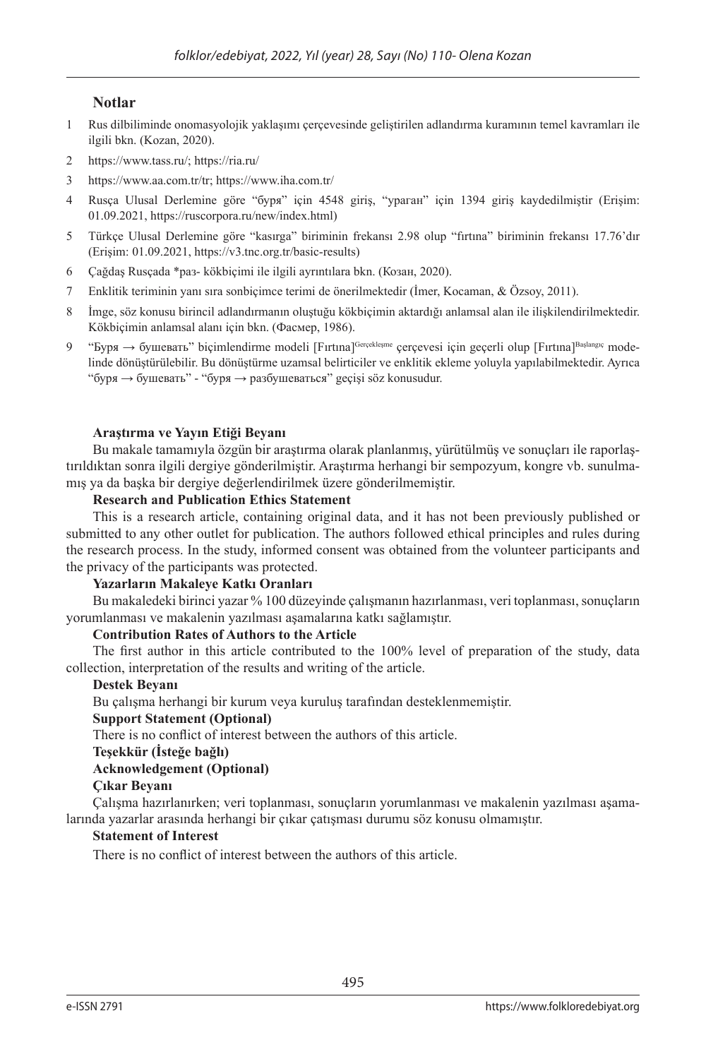## Notlar

1 Rus dilbiliminde onomasyolojik yaklaşımı çerçevesinde geliştirilen adlandırma kuramının temel kavramları ile ilgili bkn. (Kozan, 2020).

2 https://www.tass.ru/; https://ria.ru/

3 https://www.aa.com.tr/tr; https://www.iha.com.tr/

4 Rusça Ulusal Derlemine göre "буря" için 4548 giriş, "ураган" için 1394 giriş kaydedilmiştir (Erişim: 01.09.2021, https://ruscorpora.ru/new/index.html)

5 Türkçe Ulusal Derlemine göre "kasırga" biriminin frekansı 2.98 olup "fırtına" biriminin frekansı 17.76'dır (Erişim: 01.09.2021, https://v3.tnc.org.tr/basic-results)

6 Çağdaş Rusçada *раз- kökbiçimi ile ilgili ayrıntılara bkn. (Козан, 2020).

7 Enklitik teriminin yanı sıra sonbiçimce terimi de önerilmektedir (İmer, Kocaman, & Özsoy, 2011).

8 İmge, söz konusu birincil adlandırmanın oluştuğu kökbiçimin aktardığı anlamsal alan ile ilişkilendirilmektedir. Kökbiçimin anlamsal alanı için bkn. (Фасмер, 1986).

9 "Буря → бушевать" biçimlendirme modeli [Fırtına]$^{Gerçekleşme}$ çerçevesi için geçerli olup [Fırtına]$^{Başlangıç}$ modelinde dönüştürülebilir. Bu dönüştürme uzamsal belirticiler ve enklitik ekleme yoluyla yapılabilmektedir. Ayrıca "буря → бушевать" - "буря → разбушеваться" geçişi söz konusudur.

**Araştırma ve Yayın Etiği Beyanı**

Bu makale tamamıyla özgün bir araştırma olarak planlanmış, yürütülmüş ve sonuçları ile raporlaştırıldıktan sonra ilgili dergiye gönderilmiştir. Araştırma herhangi bir sempozyum, kongre vb. sunulmamış ya da başka bir dergiye değerlendirilmek üzere gönderilmemiştir.

**Research and Publication Ethics Statement**

This is a research article, containing original data, and it has not been previously published or submitted to any other outlet for publication. The authors followed ethical principles and rules during the research process. In the study, informed consent was obtained from the volunteer participants and the privacy of the participants was protected.

**Yazarların Makaleye Katkı Oranları**

Bu makaledeki birinci yazar % 100 düzeyinde çalışmanın hazırlanması, veri toplanması, sonuçların yorumlanması ve makalenin yazılması aşamalarına katkı sağlamıştır.

**Contribution Rates of Authors to the Article**

The first author in this article contributed to the 100% level of preparation of the study, data collection, interpretation of the results and writing of the article.

**Destek Beyanı**

Bu çalışma herhangi bir kurum veya kuruluş tarafından desteklenmemiştir.

**Support Statement (Optional)**

There is no conflict of interest between the authors of this article.

**Teşekkür (İsteğe bağlı)**

**Acknowledgement (Optional)**

**Çıkar Beyanı**

Çalışma hazırlanırken; veri toplanması, sonuçların yorumlanması ve makalenin yazılması aşamalarında yazarlar arasında herhangi bir çıkar çatışması durumu söz konusu olmamıştır.

**Statement of Interest**

There is no conflict of interest between the authors of this article.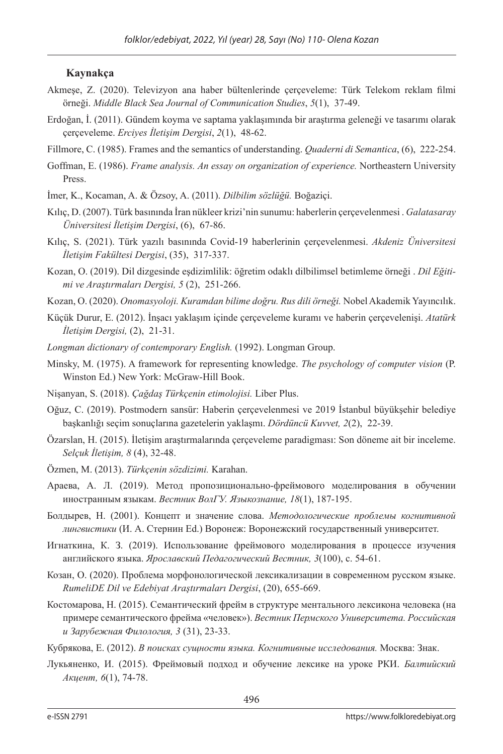## Kaynakça

Akmeşe, Z. (2020). Televizyon ana haber bültenlerinde çerçeveleme: Türk Telekom reklam filmi örneği. *Middle Black Sea Journal of Communication Studies*, *5*(1), 37-49.

Erdoğan, İ. (2011). Gündem koyma ve saptama yaklaşımında bir araştırma geleneği ve tasarımı olarak çerçeveleme. *Erciyes İletişim Dergisi*, *2*(1), 48-62.

Fillmore, C. (1985). Frames and the semantics of understanding. *Quaderni di Semantica*, (6), 222-254.

Goffman, E. (1986). *Frame analysis. An essay on organization of experience.* Northeastern University Press.

İmer, K., Kocaman, A. & Özsoy, A. (2011). *Dilbilim sözlüğü.* Boğaziçi.

Kılıç, D. (2007). Türk basınında İran nükleer krizi'nin sunumu: haberlerin çerçevelenmesi . *Galatasaray Üniversitesi İletişim Dergisi*, (6), 67-86.

Kılıç, S. (2021). Türk yazılı basınında Covid-19 haberlerinin çerçevelenmesi. *Akdeniz Üniversitesi İletişim Fakültesi Dergisi*, (35), 317-337.

Kozan, O. (2019). Dil dizgesinde eşdizimlilik: öğretim odaklı dilbilimsel betimleme örneği . *Dil Eğitimi ve Araştırmaları Dergisi, 5* (2), 251-266.

Kozan, O. (2020). *Onomasyoloji. Kuramdan bilime doğru. Rus dili örneği.* Nobel Akademik Yayıncılık.

Küçük Durur, E. (2012). İnşacı yaklaşım içinde çerçeveleme kuramı ve haberin çerçevelenişi. *Atatürk İletişim Dergisi,* (2), 21-31.

*Longman dictionary of contemporary English.* (1992). Longman Group.

Minsky, M. (1975). A framework for representing knowledge. *The psychology of computer vision* (P. Winston Ed.) New York: McGraw-Hill Book.

Nişanyan, S. (2018). *Çağdaş Türkçenin etimolojisi.* Liber Plus.

Oğuz, C. (2019). Postmodern sansür: Haberin çerçevelenmesi ve 2019 İstanbul büyükşehir belediye başkanlığı seçim sonuçlarına gazetelerin yaklaşmı. *Dördüncü Kuvvet, 2*(2), 22-39.

Özarslan, H. (2015). İletişim araştırmalarında çerçeveleme paradigması: Son döneme ait bir inceleme. *Selçuk İletişim, 8* (4), 32-48.

Özmen, M. (2013). *Türkçenin sözdizimi.* Karahan.

Араева, А. Л. (2019). Метод пропозиционально-фреймового моделирования в обучении иностранным языкам. *Вестник ВолГУ. Языкознание, 18*(1), 187-195.

Болдырев, Н. (2001). Концепт и значение слова. *Методологические проблемы когнитивной лингвистики* (И. А. Стернин Ed.) Воронеж: Воронежский государственный университет.

Игнаткина, К. З. (2019). Использование фреймового моделирования в процессе изучения английского языка. *Ярославский Педагогический Вестник, 3*(100), с. 54-61.

Козан, О. (2020). Проблема морфонологической лексикализации в современном русском языке. *RumeliDE Dil ve Edebiyat Araştırmaları Dergisi*, (20), 655-669.

Костомарова, Н. (2015). Семантический фрейм в структуре ментального лексикона человека (на примере семантического фрейма «человек»). *Вестник Пермского Университета. Российская и Зарубежная Филология, 3* (31), 23-33.

Кубрякова, Е. (2012). *В поисках сущности языка. Когнитивные исследования.* Москва: Знак.

Лукьяненко, И. (2015). Фреймовый подход и обучение лексике на уроке РКИ. *Балтийский Акцент, 6*(1), 74-78.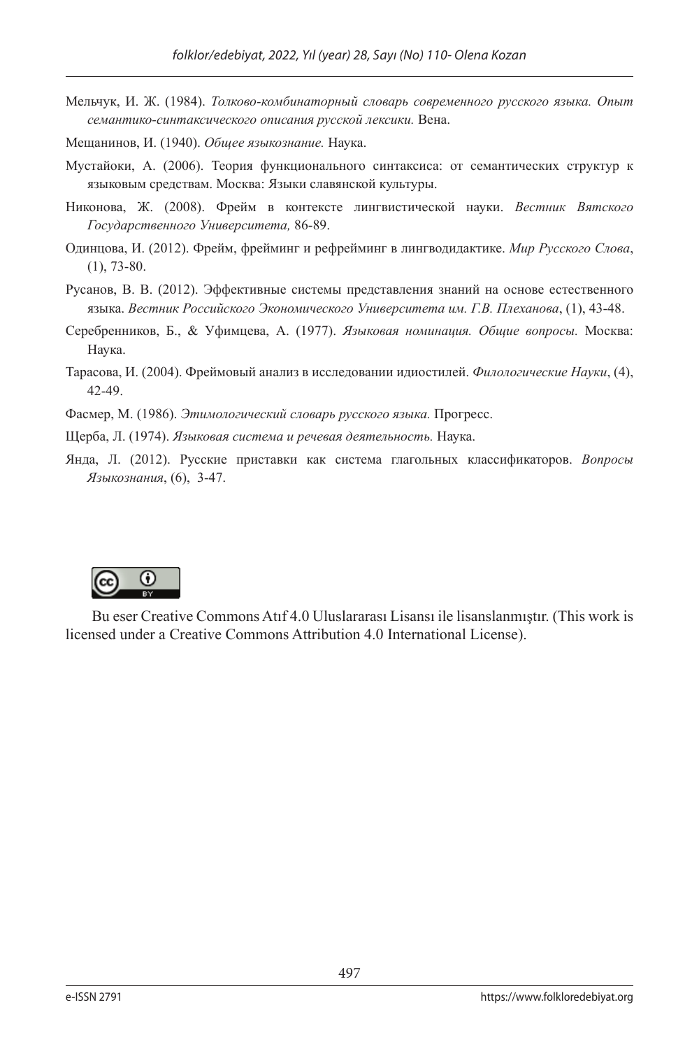Мельчук, И. Ж. (1984). *Толково-комбинаторный словарь современного русского языка. Опыт семантико-синтаксического описания русской лексики.* Вена.

Мещанинов, И. (1940). *Общее языкознание.* Наука.

Мустайоки, А. (2006). Теория функционального синтаксиса: от семантических структур к языковым средствам. Москва: Языки славянской культуры.

Никонова, Ж. (2008). Фрейм в контексте лингвистической науки. *Вестник Вятского Государственного Университета,* 86-89.

Одинцова, И. (2012). Фрейм, фрейминг и рефрейминг в лингводидактике. *Мир Русского Слова*, (1), 73-80.

Русанов, В. В. (2012). Эффективные системы представления знаний на основе естественного языка. *Вестник Российского Экономического Университета им. Г.В. Плеханова*, (1), 43-48.

Серебренников, Б., & Уфимцева, А. (1977). *Языковая номинация. Общие вопросы.* Москва: Наука.

Тарасова, И. (2004). Фреймовый анализ в исследовании идиостилей. *Филологические Науки*, (4), 42-49.

Фасмер, М. (1986). *Этимологический словарь русского языка.* Прогресс.

Щерба, Л. (1974). *Языковая система и речевая деятельность.* Наука.

Янда, Л. (2012). Русские приставки как система глагольных классификаторов. *Вопросы Языкознания*, (6), 3-47.

Bu eser Creative Commons Atıf 4.0 Uluslararası Lisansı ile lisanslanmıştır. (This work is licensed under a Creative Commons Attribution 4.0 International License).